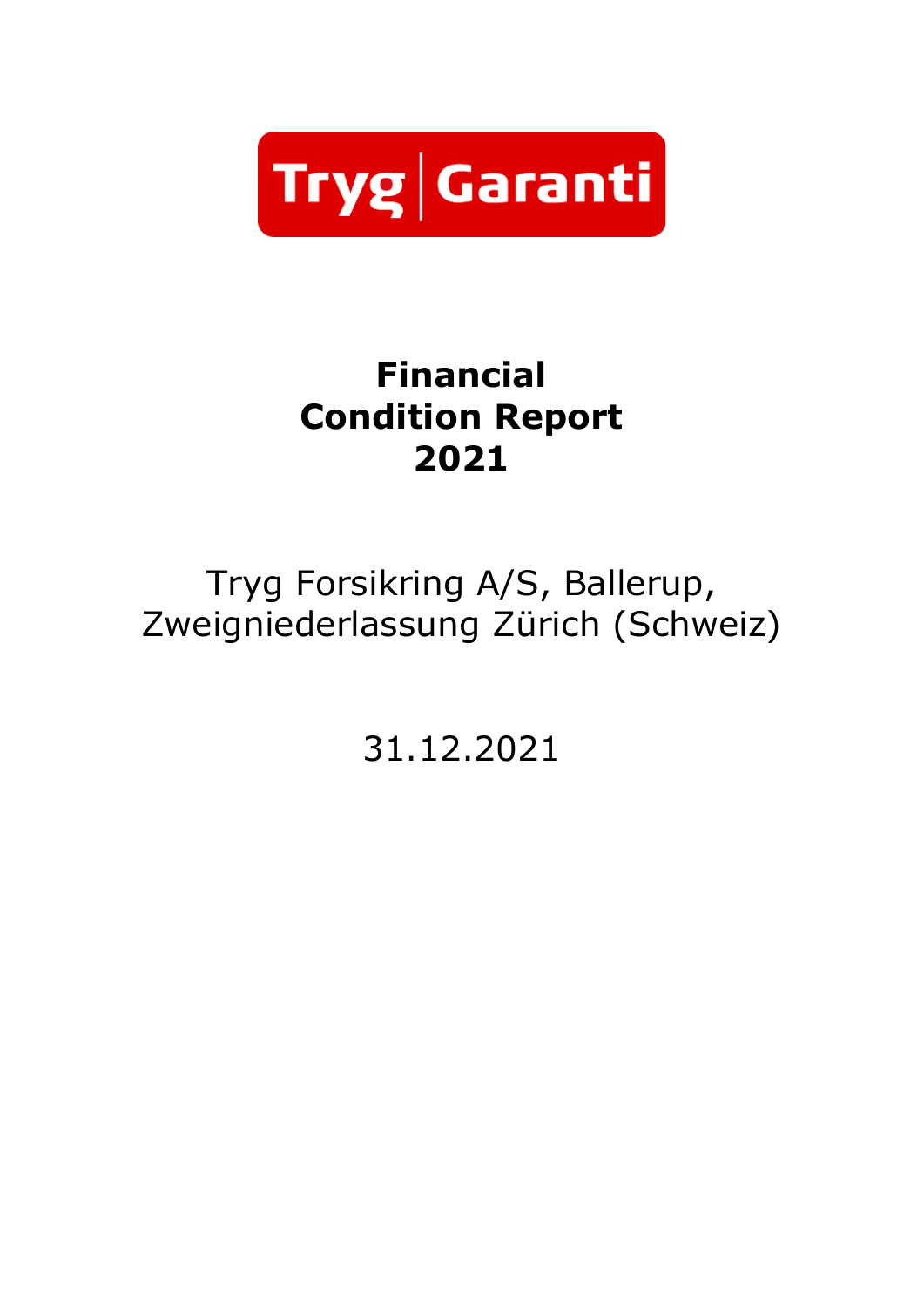Tryg | Garanti

# Financial Condition Report 2021

Tryg Forsikring A/S, Ballerup, Zweigniederlassung Zürich (Schweiz)

31.12.2021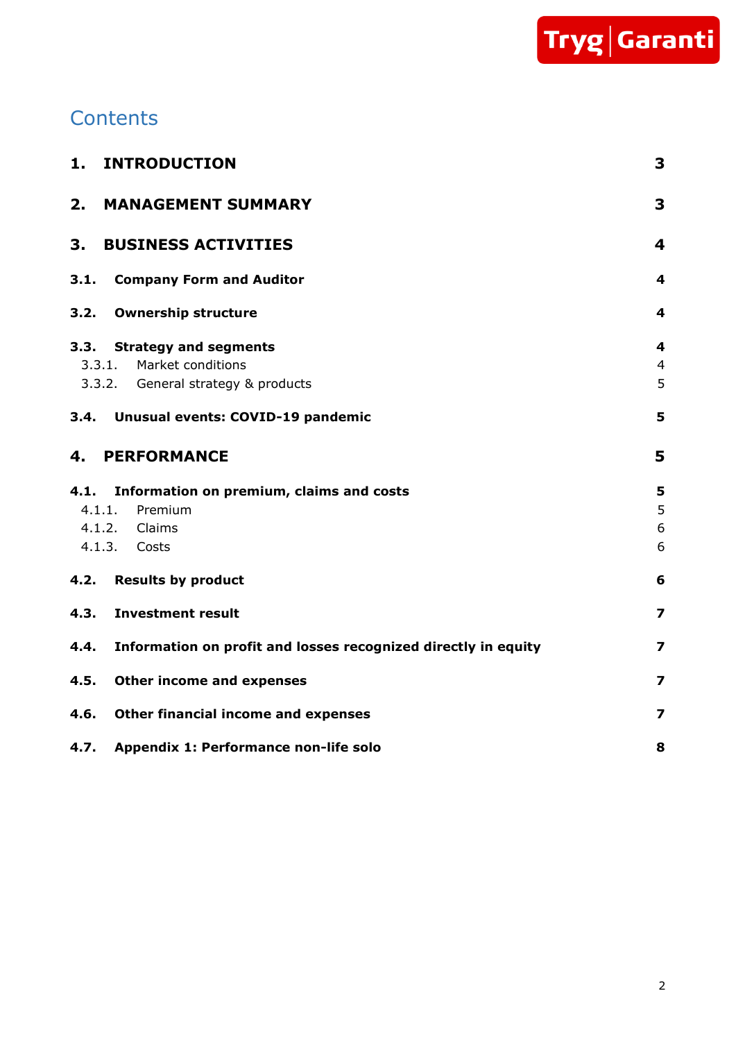# Contents

| | |
|---|---|
| **1. INTRODUCTION** | **3** |
| **2. MANAGEMENT SUMMARY** | **3** |
| **3. BUSINESS ACTIVITIES** | **4** |
| **3.1. Company Form and Auditor** | **4** |
| **3.2. Ownership structure** | **4** |
| **3.3. Strategy and segments** | **4** |
| 3.3.1. Market conditions | 4 |
| 3.3.2. General strategy & products | 5 |
| **3.4. Unusual events: COVID-19 pandemic** | **5** |
| **4. PERFORMANCE** | **5** |
| **4.1. Information on premium, claims and costs** | **5** |
| 4.1.1. Premium | 5 |
| 4.1.2. Claims | 6 |
| 4.1.3. Costs | 6 |
| **4.2. Results by product** | **6** |
| **4.3. Investment result** | **7** |
| **4.4. Information on profit and losses recognized directly in equity** | **7** |
| **4.5. Other income and expenses** | **7** |
| **4.6. Other financial income and expenses** | **7** |
| **4.7. Appendix 1: Performance non-life solo** | **8** |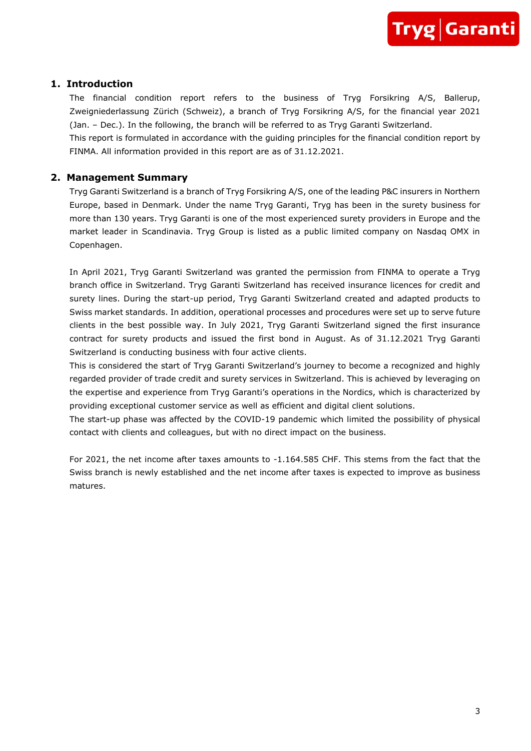## 1. Introduction

The financial condition report refers to the business of Tryg Forsikring A/S, Ballerup, Zweigniederlassung Zürich (Schweiz), a branch of Tryg Forsikring A/S, for the financial year 2021 (Jan. – Dec.). In the following, the branch will be referred to as Tryg Garanti Switzerland.

This report is formulated in accordance with the guiding principles for the financial condition report by FINMA. All information provided in this report are as of 31.12.2021.

## 2. Management Summary

Tryg Garanti Switzerland is a branch of Tryg Forsikring A/S, one of the leading P&C insurers in Northern Europe, based in Denmark. Under the name Tryg Garanti, Tryg has been in the surety business for more than 130 years. Tryg Garanti is one of the most experienced surety providers in Europe and the market leader in Scandinavia. Tryg Group is listed as a public limited company on Nasdaq OMX in Copenhagen.

In April 2021, Tryg Garanti Switzerland was granted the permission from FINMA to operate a Tryg branch office in Switzerland. Tryg Garanti Switzerland has received insurance licences for credit and surety lines. During the start-up period, Tryg Garanti Switzerland created and adapted products to Swiss market standards. In addition, operational processes and procedures were set up to serve future clients in the best possible way. In July 2021, Tryg Garanti Switzerland signed the first insurance contract for surety products and issued the first bond in August. As of 31.12.2021 Tryg Garanti Switzerland is conducting business with four active clients.

This is considered the start of Tryg Garanti Switzerland's journey to become a recognized and highly regarded provider of trade credit and surety services in Switzerland. This is achieved by leveraging on the expertise and experience from Tryg Garanti's operations in the Nordics, which is characterized by providing exceptional customer service as well as efficient and digital client solutions.

The start-up phase was affected by the COVID-19 pandemic which limited the possibility of physical contact with clients and colleagues, but with no direct impact on the business.

For 2021, the net income after taxes amounts to -1.164.585 CHF. This stems from the fact that the Swiss branch is newly established and the net income after taxes is expected to improve as business matures.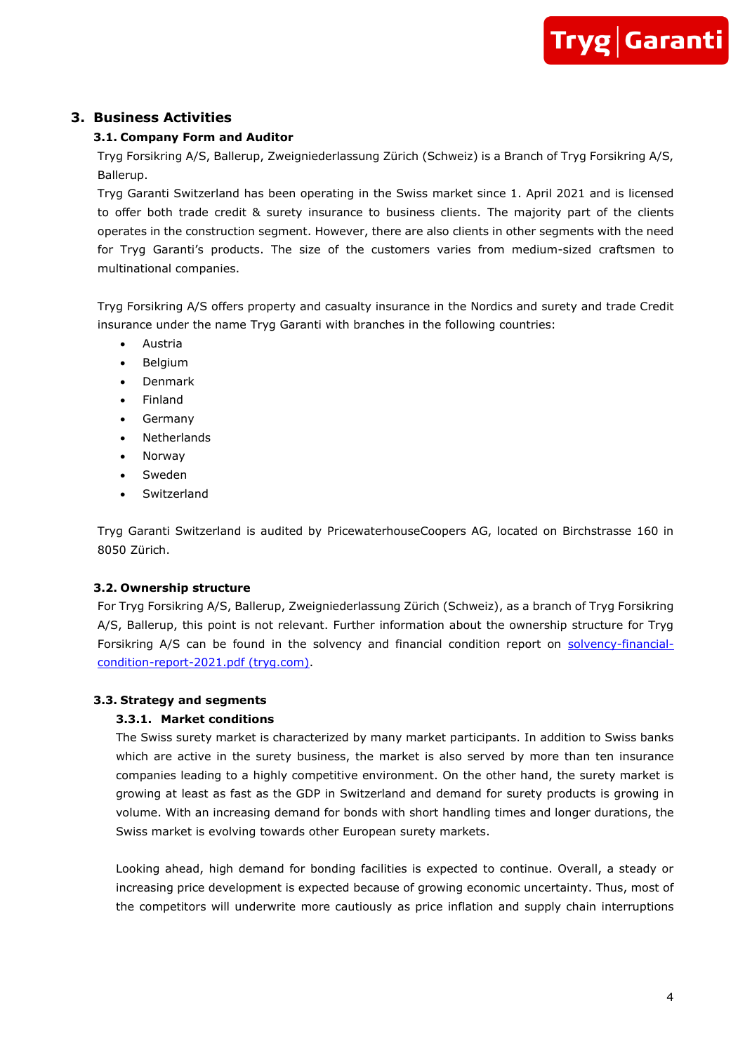## 3. Business Activities

### 3.1. Company Form and Auditor

Tryg Forsikring A/S, Ballerup, Zweigniederlassung Zürich (Schweiz) is a Branch of Tryg Forsikring A/S, Ballerup.

Tryg Garanti Switzerland has been operating in the Swiss market since 1. April 2021 and is licensed to offer both trade credit & surety insurance to business clients. The majority part of the clients operates in the construction segment. However, there are also clients in other segments with the need for Tryg Garanti's products. The size of the customers varies from medium-sized craftsmen to multinational companies.

Tryg Forsikring A/S offers property and casualty insurance in the Nordics and surety and trade Credit insurance under the name Tryg Garanti with branches in the following countries:

- Austria
- Belgium
- Denmark
- Finland
- Germany
- Netherlands
- Norway
- Sweden
- Switzerland

Tryg Garanti Switzerland is audited by PricewaterhouseCoopers AG, located on Birchstrasse 160 in 8050 Zürich.

### 3.2. Ownership structure

For Tryg Forsikring A/S, Ballerup, Zweigniederlassung Zürich (Schweiz), as a branch of Tryg Forsikring A/S, Ballerup, this point is not relevant. Further information about the ownership structure for Tryg Forsikring A/S can be found in the solvency and financial condition report on solvency-financial-condition-report-2021.pdf (tryg.com).

### 3.3. Strategy and segments

#### 3.3.1. Market conditions

The Swiss surety market is characterized by many market participants. In addition to Swiss banks which are active in the surety business, the market is also served by more than ten insurance companies leading to a highly competitive environment. On the other hand, the surety market is growing at least as fast as the GDP in Switzerland and demand for surety products is growing in volume. With an increasing demand for bonds with short handling times and longer durations, the Swiss market is evolving towards other European surety markets.

Looking ahead, high demand for bonding facilities is expected to continue. Overall, a steady or increasing price development is expected because of growing economic uncertainty. Thus, most of the competitors will underwrite more cautiously as price inflation and supply chain interruptions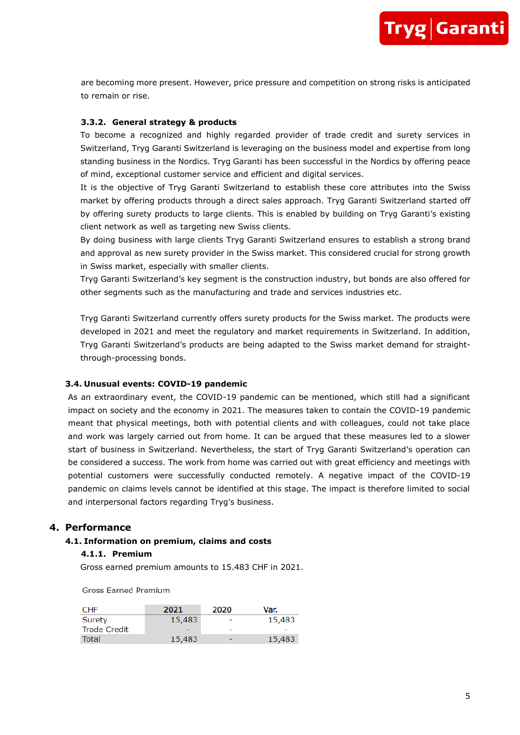are becoming more present. However, price pressure and competition on strong risks is anticipated to remain or rise.

#### 3.3.2. General strategy & products

To become a recognized and highly regarded provider of trade credit and surety services in Switzerland, Tryg Garanti Switzerland is leveraging on the business model and expertise from long standing business in the Nordics. Tryg Garanti has been successful in the Nordics by offering peace of mind, exceptional customer service and efficient and digital services.

It is the objective of Tryg Garanti Switzerland to establish these core attributes into the Swiss market by offering products through a direct sales approach. Tryg Garanti Switzerland started off by offering surety products to large clients. This is enabled by building on Tryg Garanti's existing client network as well as targeting new Swiss clients.

By doing business with large clients Tryg Garanti Switzerland ensures to establish a strong brand and approval as new surety provider in the Swiss market. This considered crucial for strong growth in Swiss market, especially with smaller clients.

Tryg Garanti Switzerland's key segment is the construction industry, but bonds are also offered for other segments such as the manufacturing and trade and services industries etc.

Tryg Garanti Switzerland currently offers surety products for the Swiss market. The products were developed in 2021 and meet the regulatory and market requirements in Switzerland. In addition, Tryg Garanti Switzerland's products are being adapted to the Swiss market demand for straight-through-processing bonds.

### 3.4. Unusual events: COVID-19 pandemic

As an extraordinary event, the COVID-19 pandemic can be mentioned, which still had a significant impact on society and the economy in 2021. The measures taken to contain the COVID-19 pandemic meant that physical meetings, both with potential clients and with colleagues, could not take place and work was largely carried out from home. It can be argued that these measures led to a slower start of business in Switzerland. Nevertheless, the start of Tryg Garanti Switzerland's operation can be considered a success. The work from home was carried out with great efficiency and meetings with potential customers were successfully conducted remotely. A negative impact of the COVID-19 pandemic on claims levels cannot be identified at this stage. The impact is therefore limited to social and interpersonal factors regarding Tryg's business.

## 4. Performance

### 4.1. Information on premium, claims and costs

#### 4.1.1. Premium

Gross earned premium amounts to 15.483 CHF in 2021.

Gross Earned Premium

| CHF | 2021 | 2020 | Var. |
|---|---|---|---|
| Surety | 15,483 | - | 15,483 |
| Trade Credit | - | - | - |
| Total | 15,483 | - | 15,483 |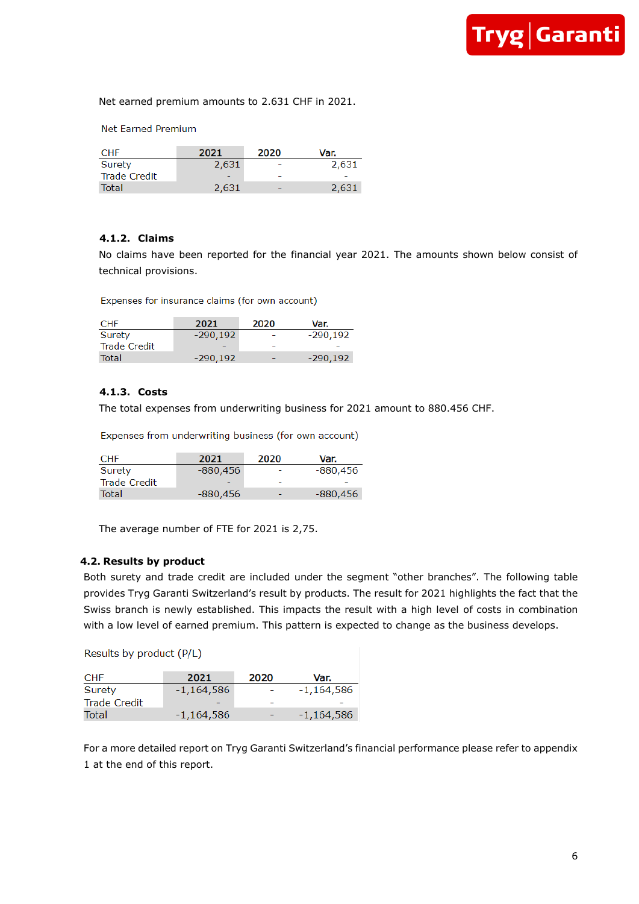Net earned premium amounts to 2.631 CHF in 2021.

Net Earned Premium

| CHF | 2021 | 2020 | Var. |
|---|---|---|---|
| Surety | 2,631 | - | 2,631 |
| Trade Credit | - | - | - |
| Total | 2,631 | - | 2,631 |

### 4.1.2. Claims

No claims have been reported for the financial year 2021. The amounts shown below consist of technical provisions.

Expenses for insurance claims (for own account)

| CHF | 2021 | 2020 | Var. |
|---|---|---|---|
| Surety | -290,192 | - | -290,192 |
| Trade Credit | - | - | - |
| Total | -290,192 | - | -290,192 |

### 4.1.3. Costs

The total expenses from underwriting business for 2021 amount to 880.456 CHF.

Expenses from underwriting business (for own account)

| CHF | 2021 | 2020 | Var. |
|---|---|---|---|
| Surety | -880,456 | - | -880,456 |
| Trade Credit | - | - | - |
| Total | -880,456 | - | -880,456 |

The average number of FTE for 2021 is 2,75.

## 4.2. Results by product

Both surety and trade credit are included under the segment “other branches”. The following table provides Tryg Garanti Switzerland’s result by products. The result for 2021 highlights the fact that the Swiss branch is newly established. This impacts the result with a high level of costs in combination with a low level of earned premium. This pattern is expected to change as the business develops.

Results by product (P/L)

| CHF | 2021 | 2020 | Var. |
|---|---|---|---|
| Surety | -1,164,586 | - | -1,164,586 |
| Trade Credit | - | - | - |
| Total | -1,164,586 | - | -1,164,586 |

For a more detailed report on Tryg Garanti Switzerland’s financial performance please refer to appendix 1 at the end of this report.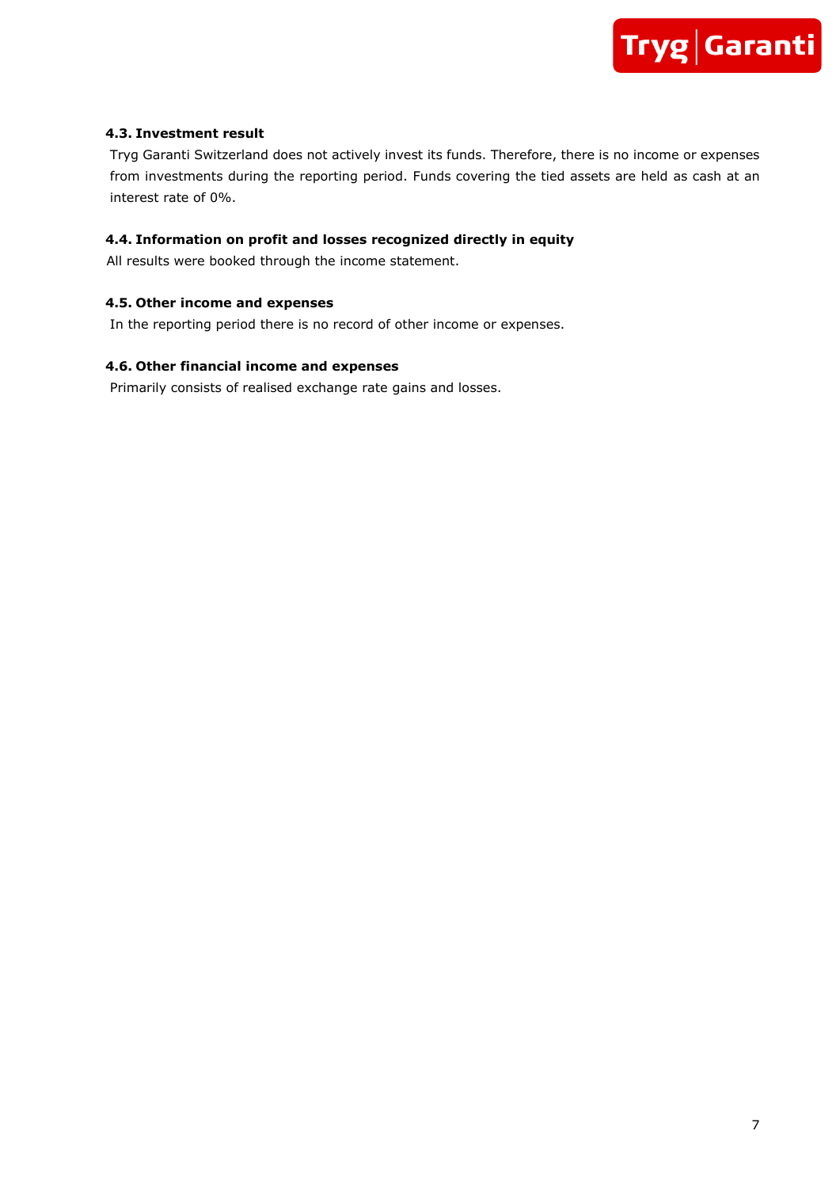### 4.3. Investment result

Tryg Garanti Switzerland does not actively invest its funds. Therefore, there is no income or expenses from investments during the reporting period. Funds covering the tied assets are held as cash at an interest rate of 0%.

### 4.4. Information on profit and losses recognized directly in equity

All results were booked through the income statement.

### 4.5. Other income and expenses

In the reporting period there is no record of other income or expenses.

### 4.6. Other financial income and expenses

Primarily consists of realised exchange rate gains and losses.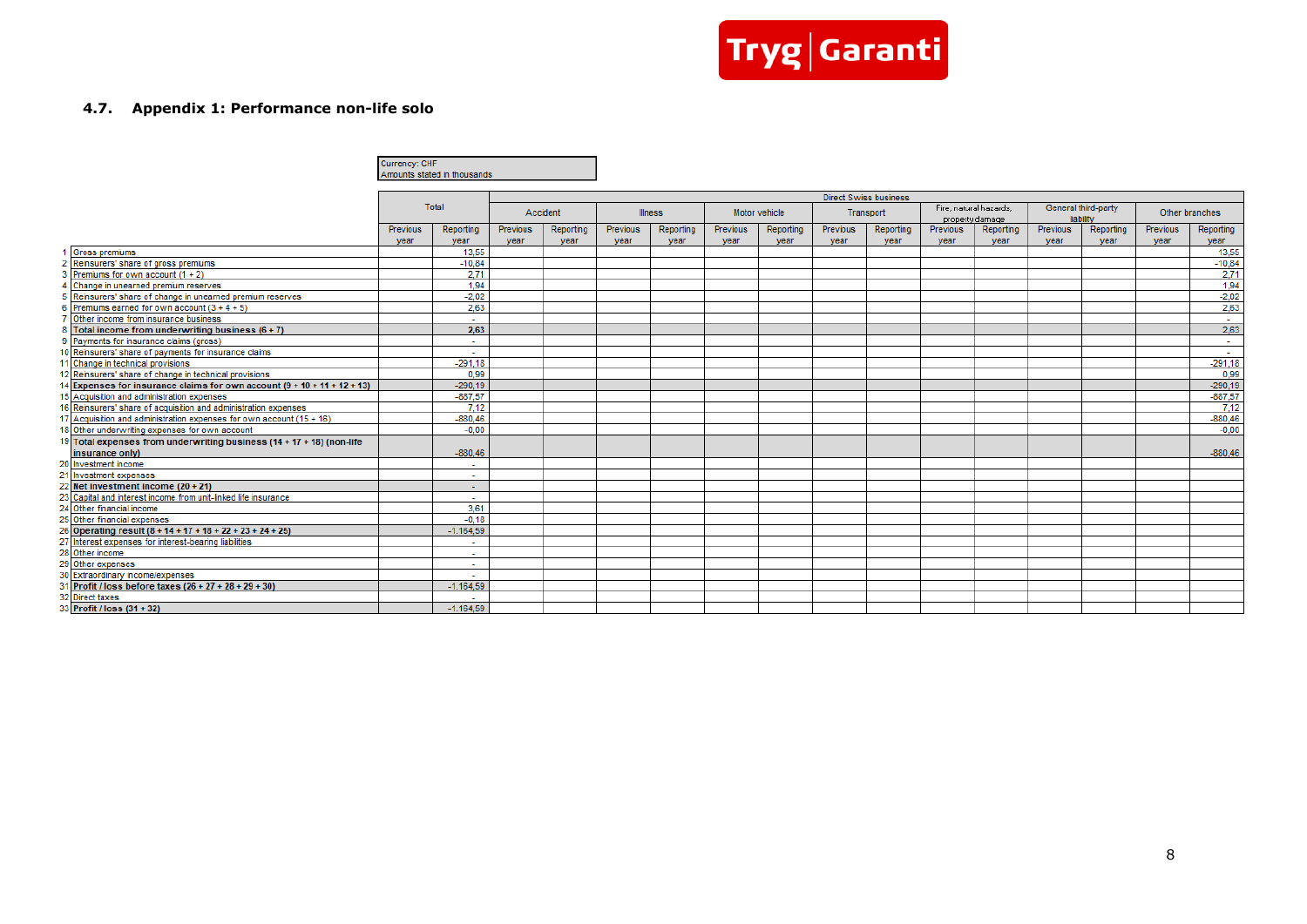## 4.7. Appendix 1: Performance non-life solo

Currency: CHF
Amounts stated in thousands

| | | Total | | Direct Swiss business | | | | | | | | | | | | | |
|---|---|---|---|---|---|---|---|---|---|---|---|---|---|---|---|---|---|
| | | | | Accident | | Illness | | Motor vehicle | | Transport | | Fire, natural hazards, property damage | | General third-party liability | | Other branches | |
| | | Previous year | Reporting year | Previous year | Reporting year | Previous year | Reporting year | Previous year | Reporting year | Previous year | Reporting year | Previous year | Reporting year | Previous year | Reporting year | Previous year | Reporting year |
| 1 | Gross premiums | | 13,55 | | | | | | | | | | | | | | 13,55 |
| 2 | Reinsurers' share of gross premiums | | -10,84 | | | | | | | | | | | | | | -10,84 |
| 3 | Premiums for own account (1 + 2) | | 2,71 | | | | | | | | | | | | | | 2,71 |
| 4 | Change in unearned premium reserves | | 1,94 | | | | | | | | | | | | | | 1,94 |
| 5 | Reinsurers' share of change in unearned premium reserves | | -2,02 | | | | | | | | | | | | | | -2,02 |
| 6 | Premiums earned for own account (3 + 4 + 5) | | 2,63 | | | | | | | | | | | | | | 2,63 |
| 7 | Other income from insurance business | | - | | | | | | | | | | | | | | - |
| 8 | **Total income from underwriting business (6 + 7)** | | **2,63** | | | | | | | | | | | | | | 2,63 |
| 9 | Payments for insurance claims (gross) | | - | | | | | | | | | | | | | | - |
| 10 | Reinsurers' share of payments for insurance claims | | - | | | | | | | | | | | | | | - |
| 11 | Change in technical provisions | | -291,18 | | | | | | | | | | | | | | -291,18 |
| 12 | Reinsurers' share of change in technical provisions | | 0,99 | | | | | | | | | | | | | | 0,99 |
| 14 | **Expenses for insurance claims for own account (9 + 10 + 11 + 12 + 13)** | | -290,19 | | | | | | | | | | | | | | -290,19 |
| 15 | Acquisition and administration expenses | | -887,57 | | | | | | | | | | | | | | -887,57 |
| 16 | Reinsurers' share of acquisition and administration expenses | | 7,12 | | | | | | | | | | | | | | 7,12 |
| 17 | Acquisition and administration expenses for own account (15 + 16) | | -880,46 | | | | | | | | | | | | | | -880,46 |
| 18 | Other underwriting expenses for own account | | -0,00 | | | | | | | | | | | | | | -0,00 |
| 19 | **Total expenses from underwriting business (14 + 17 + 18) (non-life insurance only)** | | -880,46 | | | | | | | | | | | | | | -880,46 |
| 20 | Investment income | | - | | | | | | | | | | | | | | |
| 21 | Investment expenses | | - | | | | | | | | | | | | | | |
| 22 | **Net investment income (20 + 21)** | | - | | | | | | | | | | | | | | |
| 23 | Capital and interest income from unit-linked life insurance | | - | | | | | | | | | | | | | | |
| 24 | Other financial income | | 3,61 | | | | | | | | | | | | | | |
| 25 | Other financial expenses | | -0,18 | | | | | | | | | | | | | | |
| 26 | **Operating result (8 + 14 + 17 + 18 + 22 + 23 + 24 + 25)** | | -1.164,59 | | | | | | | | | | | | | | |
| 27 | Interest expenses for interest-bearing liabilities | | - | | | | | | | | | | | | | | |
| 28 | Other income | | - | | | | | | | | | | | | | | |
| 29 | Other expenses | | - | | | | | | | | | | | | | | |
| 30 | Extraordinary income/expenses | | - | | | | | | | | | | | | | | |
| 31 | **Profit / loss before taxes (26 + 27 + 28 + 29 + 30)** | | -1.164,59 | | | | | | | | | | | | | | |
| 32 | Direct taxes | | - | | | | | | | | | | | | | | |
| 33 | **Profit / loss (31 + 32)** | | -1.164,59 | | | | | | | | | | | | | | |